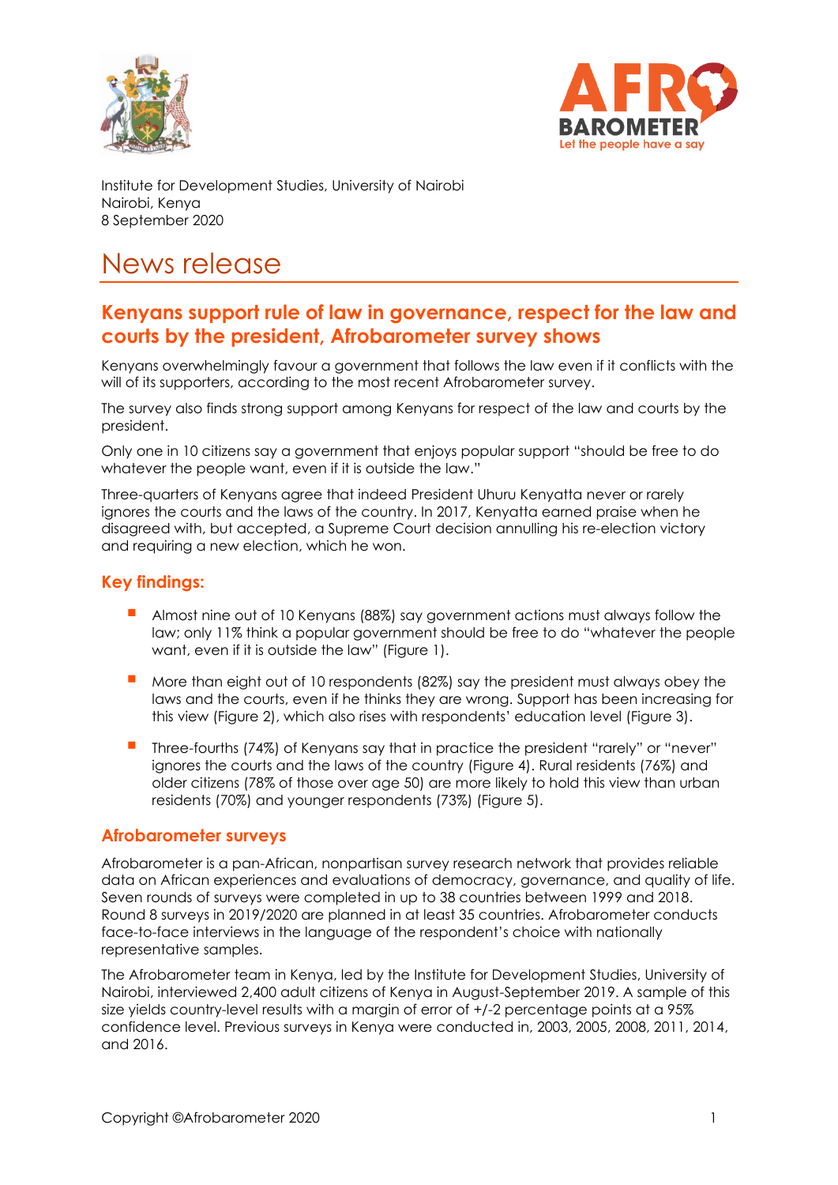Institute for Development Studies, University of Nairobi
Nairobi, Kenya
8 September 2020

# News release

## Kenyans support rule of law in governance, respect for the law and courts by the president, Afrobarometer survey shows

Kenyans overwhelmingly favour a government that follows the law even if it conflicts with the will of its supporters, according to the most recent Afrobarometer survey.

The survey also finds strong support among Kenyans for respect of the law and courts by the president.

Only one in 10 citizens say a government that enjoys popular support "should be free to do whatever the people want, even if it is outside the law."

Three-quarters of Kenyans agree that indeed President Uhuru Kenyatta never or rarely ignores the courts and the laws of the country. In 2017, Kenyatta earned praise when he disagreed with, but accepted, a Supreme Court decision annulling his re-election victory and requiring a new election, which he won.

### Key findings:

- Almost nine out of 10 Kenyans (88%) say government actions must always follow the law; only 11% think a popular government should be free to do "whatever the people want, even if it is outside the law" (Figure 1).
- More than eight out of 10 respondents (82%) say the president must always obey the laws and the courts, even if he thinks they are wrong. Support has been increasing for this view (Figure 2), which also rises with respondents' education level (Figure 3).
- Three-fourths (74%) of Kenyans say that in practice the president "rarely" or "never" ignores the courts and the laws of the country (Figure 4). Rural residents (76%) and older citizens (78% of those over age 50) are more likely to hold this view than urban residents (70%) and younger respondents (73%) (Figure 5).

### Afrobarometer surveys

Afrobarometer is a pan-African, nonpartisan survey research network that provides reliable data on African experiences and evaluations of democracy, governance, and quality of life. Seven rounds of surveys were completed in up to 38 countries between 1999 and 2018. Round 8 surveys in 2019/2020 are planned in at least 35 countries. Afrobarometer conducts face-to-face interviews in the language of the respondent's choice with nationally representative samples.

The Afrobarometer team in Kenya, led by the Institute for Development Studies, University of Nairobi, interviewed 2,400 adult citizens of Kenya in August-September 2019. A sample of this size yields country-level results with a margin of error of +/-2 percentage points at a 95% confidence level. Previous surveys in Kenya were conducted in, 2003, 2005, 2008, 2011, 2014, and 2016.

Copyright ©Afrobarometer 2020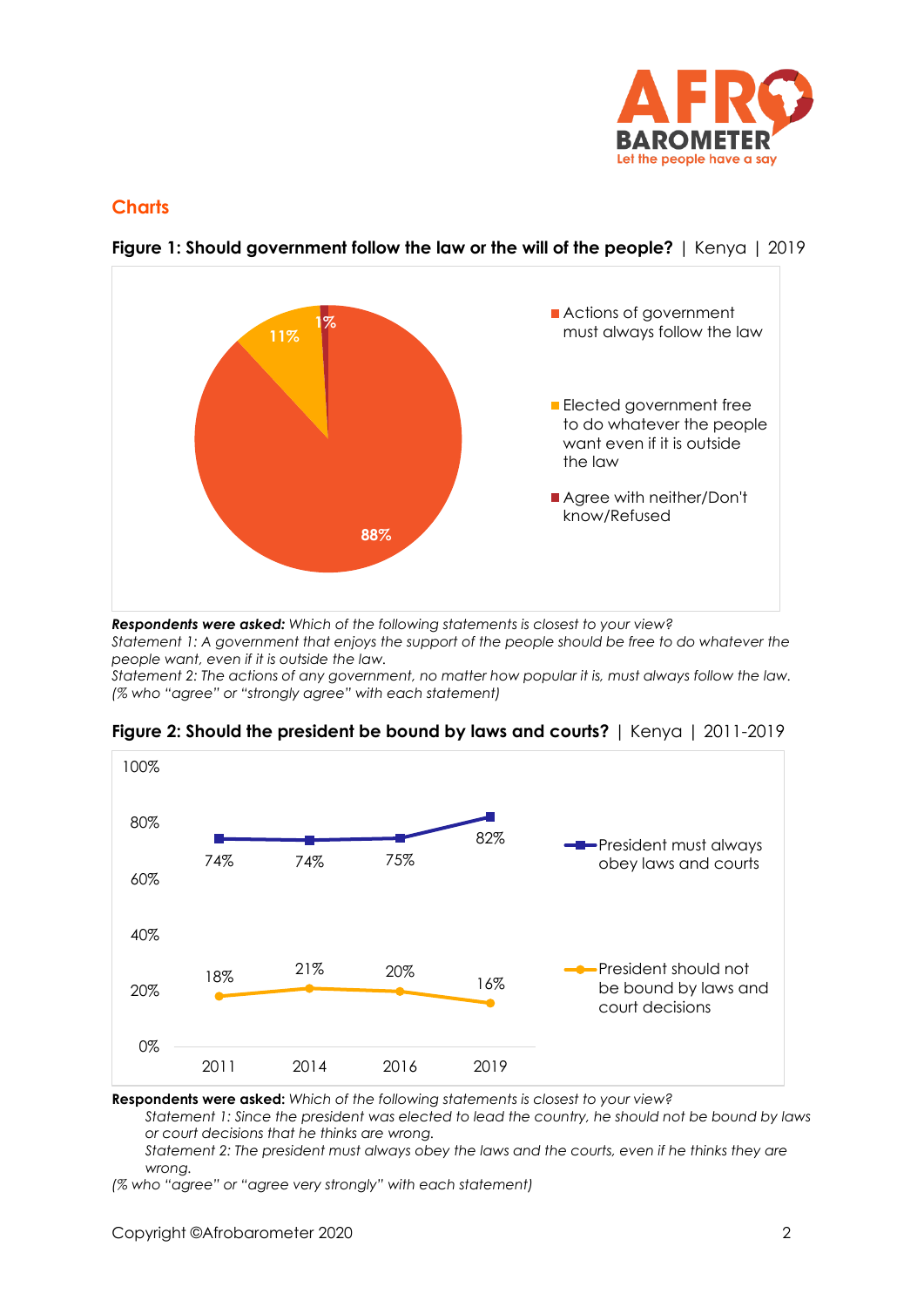## Charts

**Figure 1: Should government follow the law or the will of the people?** | Kenya | 2019

| Response | % |
|---|---|
| Actions of government must always follow the law | 88% |
| Elected government free to do whatever the people want even if it is outside the law | 11% |
| Agree with neither/Don't know/Refused | 1% |

***Respondents were asked:*** *Which of the following statements is closest to your view?*
*Statement 1: A government that enjoys the support of the people should be free to do whatever the people want, even if it is outside the law.*
*Statement 2: The actions of any government, no matter how popular it is, must always follow the law.*
*(% who "agree" or "strongly agree" with each statement)*

**Figure 2: Should the president be bound by laws and courts?** | Kenya | 2011-2019

| | 2011 | 2014 | 2016 | 2019 |
|---|---|---|---|---|
| President must always obey laws and courts | 74% | 74% | 75% | 82% |
| President should not be bound by laws and court decisions | 18% | 21% | 20% | 16% |

**Respondents were asked:** *Which of the following statements is closest to your view?*
*Statement 1: Since the president was elected to lead the country, he should not be bound by laws or court decisions that he thinks are wrong.*
*Statement 2: The president must always obey the laws and the courts, even if he thinks they are wrong.*
*(% who "agree" or "agree very strongly" with each statement)*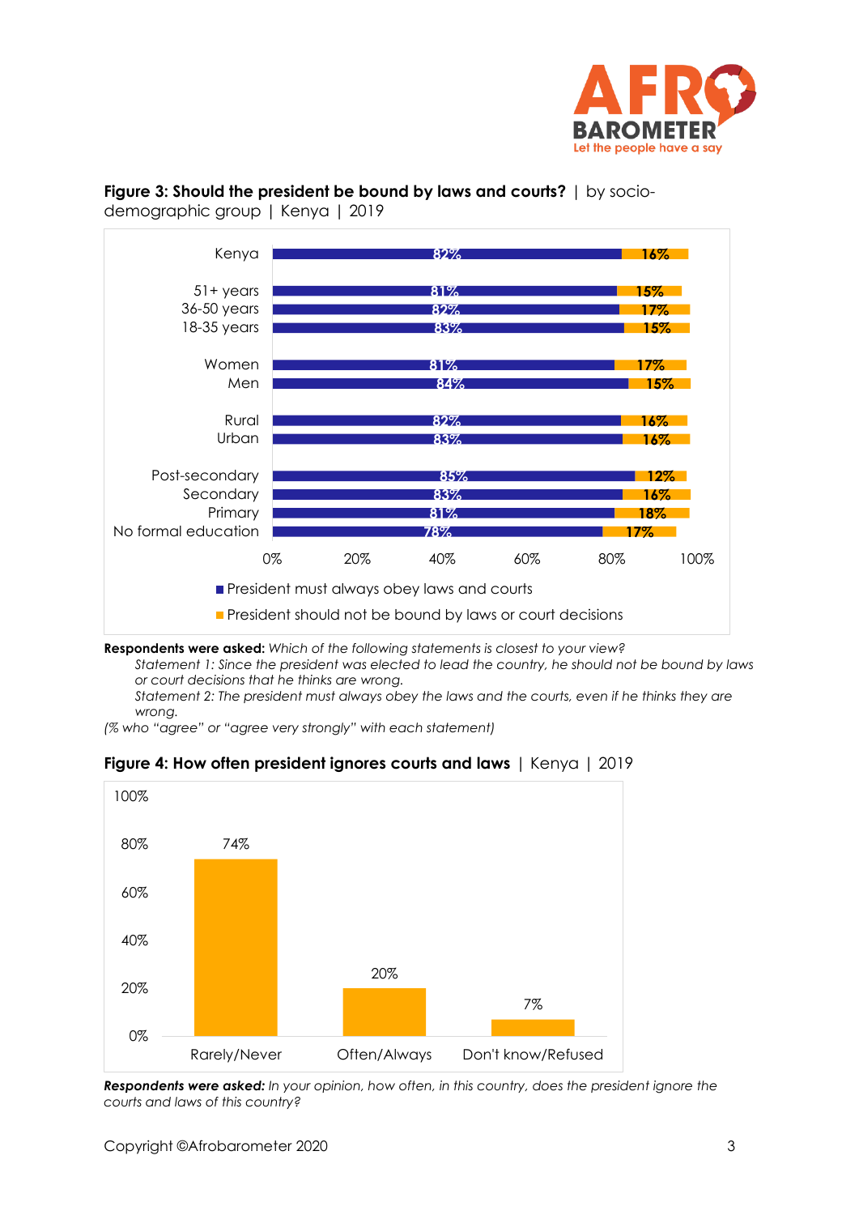**Figure 3: Should the president be bound by laws and courts?** | by socio-demographic group | Kenya | 2019

| | President must always obey laws and courts | President should not be bound by laws or court decisions |
|---|---|---|
| Kenya | 82% | 16% |
| 51+ years | 81% | 15% |
| 36-50 years | 82% | 17% |
| 18-35 years | 83% | 15% |
| Women | 81% | 17% |
| Men | 84% | 15% |
| Rural | 82% | 16% |
| Urban | 83% | 16% |
| Post-secondary | 85% | 12% |
| Secondary | 83% | 16% |
| Primary | 81% | 18% |
| No formal education | 78% | 17% |

**Respondents were asked:** *Which of the following statements is closest to your view?*

*Statement 1: Since the president was elected to lead the country, he should not be bound by laws or court decisions that he thinks are wrong.*

*Statement 2: The president must always obey the laws and the courts, even if he thinks they are wrong.*

*(% who "agree" or "agree very strongly" with each statement)*

**Figure 4: How often president ignores courts and laws** | Kenya | 2019

| Rarely/Never | Often/Always | Don't know/Refused |
|---|---|---|
| 74% | 20% | 7% |

***Respondents were asked:*** *In your opinion, how often, in this country, does the president ignore the courts and laws of this country?*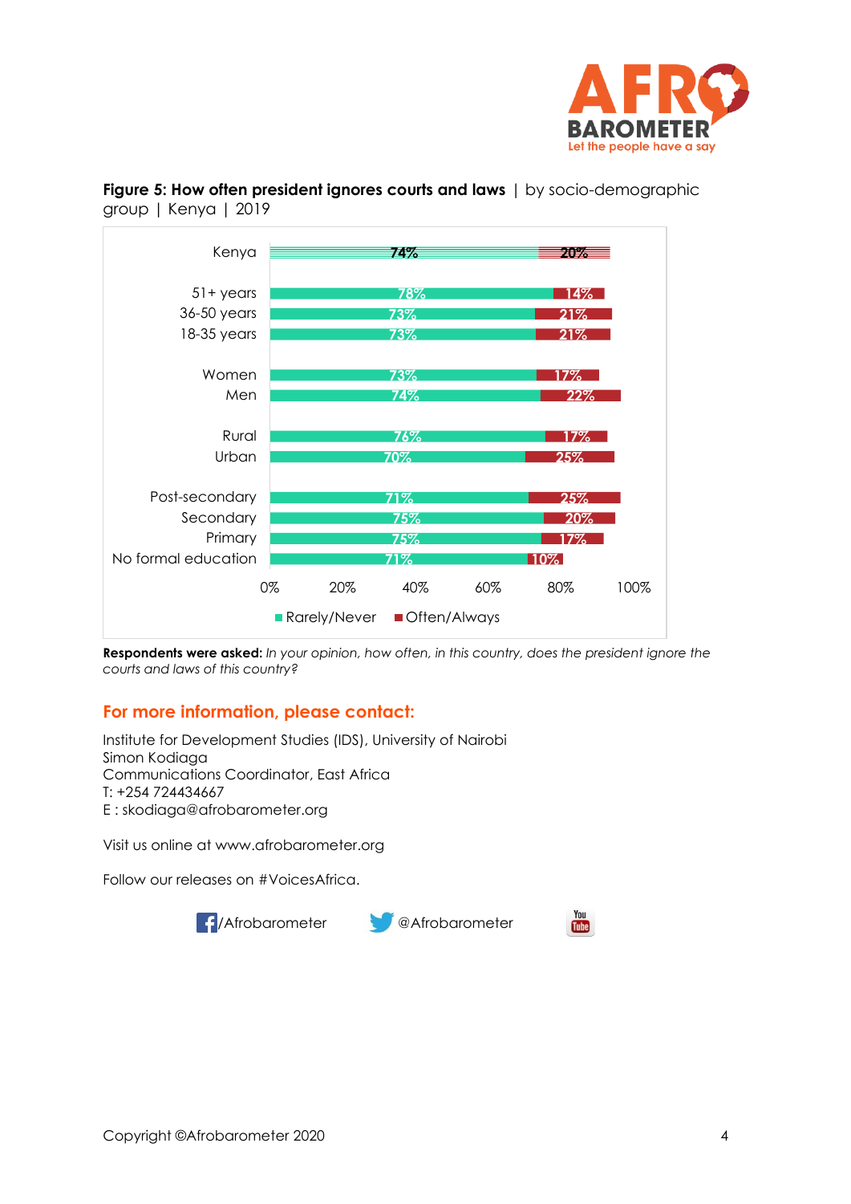**Figure 5: How often president ignores courts and laws** | by socio-demographic group | Kenya | 2019

Kenya 74% 20%

51+ years 78% 14%

36-50 years 73% 21%

18-35 years 73% 21%

Women 73% 17%

Men 74% 22%

Rural 76% 17%

Urban 70% 25%

Post-secondary 71% 25%

Secondary 75% 20%

Primary 75% 17%

No formal education 71% 10%

0% 20% 40% 60% 80% 100%

Rarely/Never  Often/Always

**Respondents were asked:** *In your opinion, how often, in this country, does the president ignore the courts and laws of this country?*

## For more information, please contact:

Institute for Development Studies (IDS), University of Nairobi
Simon Kodiaga
Communications Coordinator, East Africa
T: +254 724434667
E : skodiaga@afrobarometer.org

Visit us online at www.afrobarometer.org

Follow our releases on #VoicesAfrica.

/Afrobarometer @Afrobarometer

Copyright ©Afrobarometer 2020